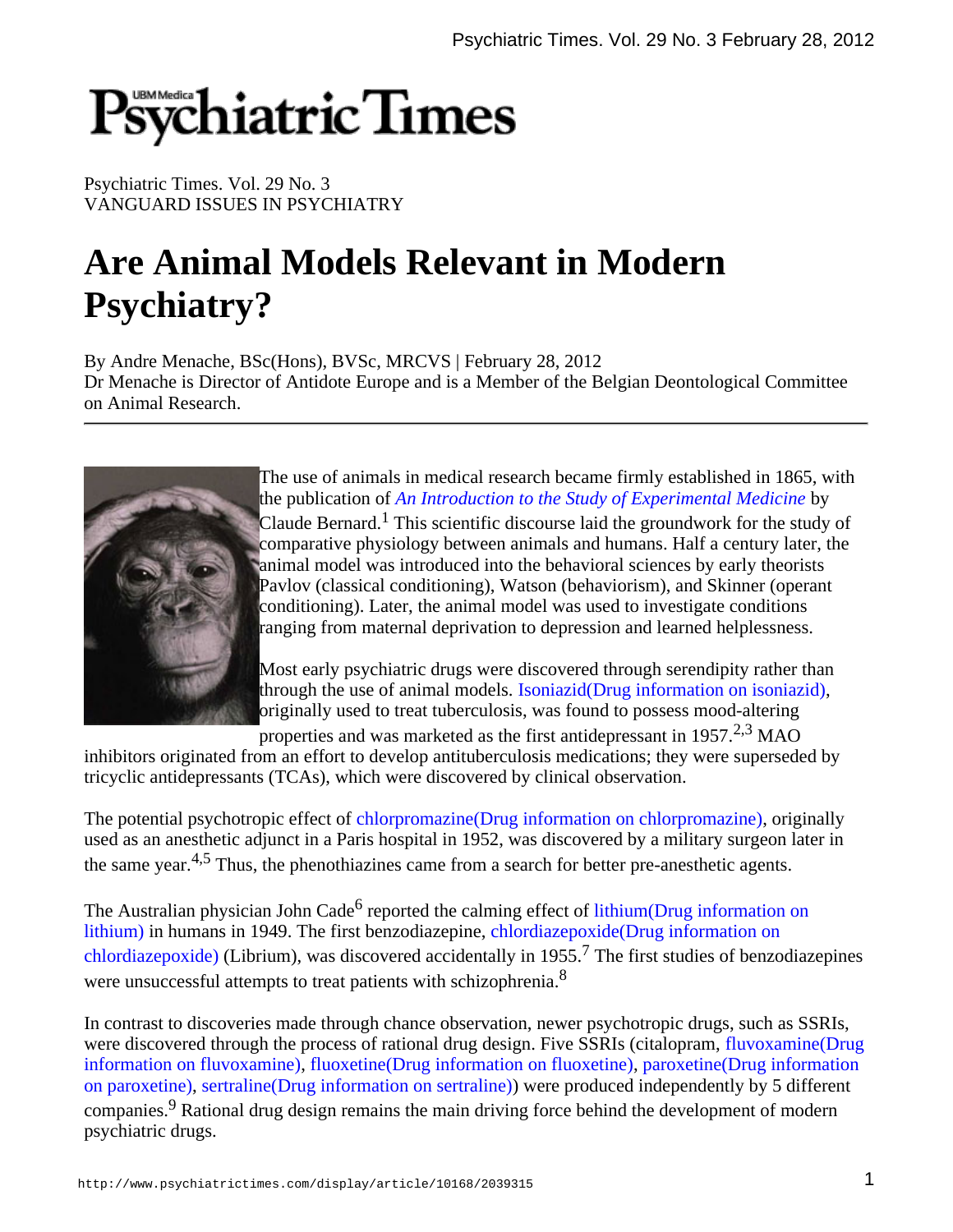Psychiatric Times. Vol. 29 No. 3
VANGUARD ISSUES IN PSYCHIATRY

# Are Animal Models Relevant in Modern Psychiatry?

By Andre Menache, BSc(Hons), BVSc, MRCVS | February 28, 2012
Dr Menache is Director of Antidote Europe and is a Member of the Belgian Deontological Committee on Animal Research.

---

The use of animals in medical research became firmly established in 1865, with the publication of *An Introduction to the Study of Experimental Medicine* by Claude Bernard.[1] This scientific discourse laid the groundwork for the study of comparative physiology between animals and humans. Half a century later, the animal model was introduced into the behavioral sciences by early theorists Pavlov (classical conditioning), Watson (behaviorism), and Skinner (operant conditioning). Later, the animal model was used to investigate conditions ranging from maternal deprivation to depression and learned helplessness.

Most early psychiatric drugs were discovered through serendipity rather than through the use of animal models. Isoniazid(Drug information on isoniazid), originally used to treat tuberculosis, was found to possess mood-altering properties and was marketed as the first antidepressant in 1957.[2,3] MAO inhibitors originated from an effort to develop antituberculosis medications; they were superseded by tricyclic antidepressants (TCAs), which were discovered by clinical observation.

The potential psychotropic effect of chlorpromazine(Drug information on chlorpromazine), originally used as an anesthetic adjunct in a Paris hospital in 1952, was discovered by a military surgeon later in the same year.[4,5] Thus, the phenothiazines came from a search for better pre-anesthetic agents.

The Australian physician John Cade[6] reported the calming effect of lithium(Drug information on lithium) in humans in 1949. The first benzodiazepine, chlordiazepoxide(Drug information on chlordiazepoxide) (Librium), was discovered accidentally in 1955.[7] The first studies of benzodiazepines were unsuccessful attempts to treat patients with schizophrenia.[8]

In contrast to discoveries made through chance observation, newer psychotropic drugs, such as SSRIs, were discovered through the process of rational drug design. Five SSRIs (citalopram, fluvoxamine(Drug information on fluvoxamine), fluoxetine(Drug information on fluoxetine), paroxetine(Drug information on paroxetine), sertraline(Drug information on sertraline)) were produced independently by 5 different companies.[9] Rational drug design remains the main driving force behind the development of modern psychiatric drugs.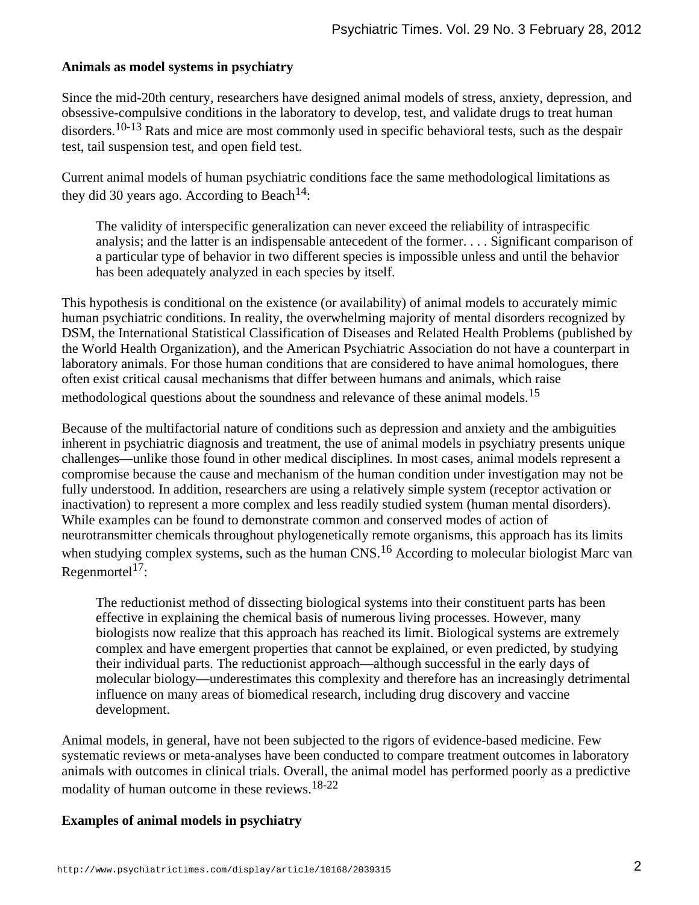**Animals as model systems in psychiatry**

Since the mid-20th century, researchers have designed animal models of stress, anxiety, depression, and obsessive-compulsive conditions in the laboratory to develop, test, and validate drugs to treat human disorders.[10-13] Rats and mice are most commonly used in specific behavioral tests, such as the despair test, tail suspension test, and open field test.

Current animal models of human psychiatric conditions face the same methodological limitations as they did 30 years ago. According to Beach[14]:

> The validity of interspecific generalization can never exceed the reliability of intraspecific analysis; and the latter is an indispensable antecedent of the former. . . . Significant comparison of a particular type of behavior in two different species is impossible unless and until the behavior has been adequately analyzed in each species by itself.

This hypothesis is conditional on the existence (or availability) of animal models to accurately mimic human psychiatric conditions. In reality, the overwhelming majority of mental disorders recognized by DSM, the International Statistical Classification of Diseases and Related Health Problems (published by the World Health Organization), and the American Psychiatric Association do not have a counterpart in laboratory animals. For those human conditions that are considered to have animal homologues, there often exist critical causal mechanisms that differ between humans and animals, which raise methodological questions about the soundness and relevance of these animal models.[15]

Because of the multifactorial nature of conditions such as depression and anxiety and the ambiguities inherent in psychiatric diagnosis and treatment, the use of animal models in psychiatry presents unique challenges—unlike those found in other medical disciplines. In most cases, animal models represent a compromise because the cause and mechanism of the human condition under investigation may not be fully understood. In addition, researchers are using a relatively simple system (receptor activation or inactivation) to represent a more complex and less readily studied system (human mental disorders). While examples can be found to demonstrate common and conserved modes of action of neurotransmitter chemicals throughout phylogenetically remote organisms, this approach has its limits when studying complex systems, such as the human CNS.[16] According to molecular biologist Marc van Regenmortel[17]:

> The reductionist method of dissecting biological systems into their constituent parts has been effective in explaining the chemical basis of numerous living processes. However, many biologists now realize that this approach has reached its limit. Biological systems are extremely complex and have emergent properties that cannot be explained, or even predicted, by studying their individual parts. The reductionist approach—although successful in the early days of molecular biology—underestimates this complexity and therefore has an increasingly detrimental influence on many areas of biomedical research, including drug discovery and vaccine development.

Animal models, in general, have not been subjected to the rigors of evidence-based medicine. Few systematic reviews or meta-analyses have been conducted to compare treatment outcomes in laboratory animals with outcomes in clinical trials. Overall, the animal model has performed poorly as a predictive modality of human outcome in these reviews.[18-22]

**Examples of animal models in psychiatry**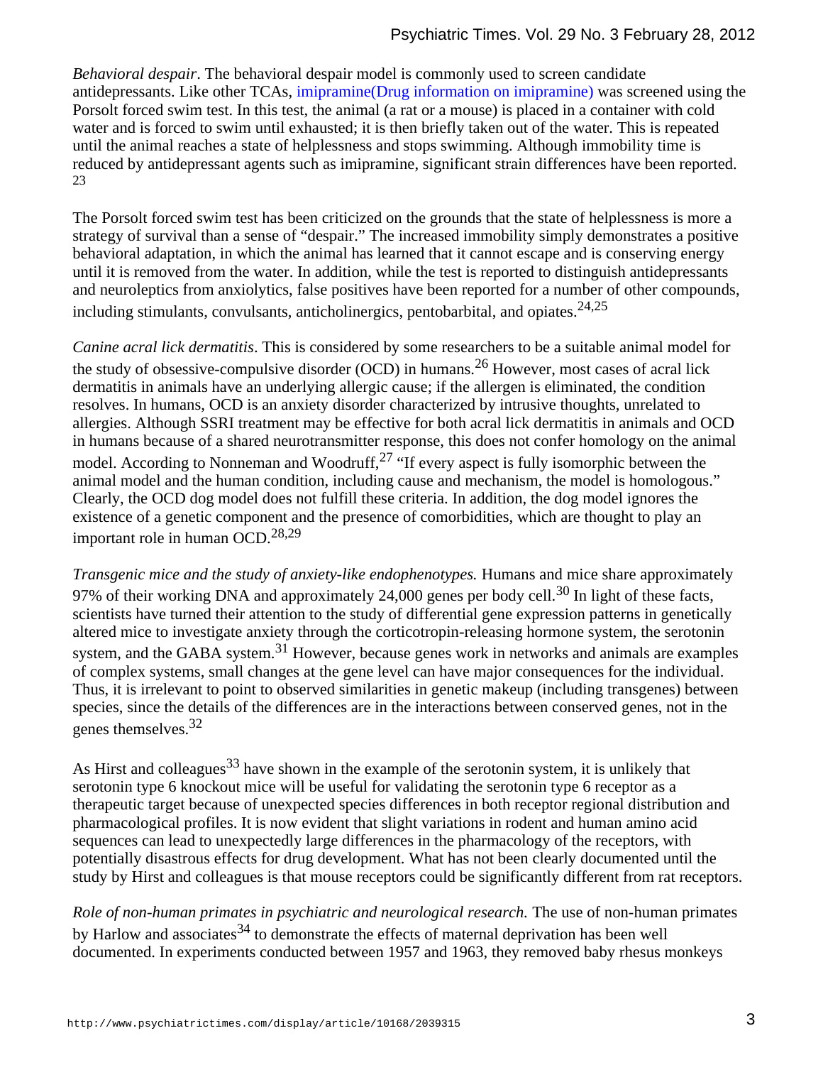*Behavioral despair*. The behavioral despair model is commonly used to screen candidate antidepressants. Like other TCAs, imipramine(Drug information on imipramine) was screened using the Porsolt forced swim test. In this test, the animal (a rat or a mouse) is placed in a container with cold water and is forced to swim until exhausted; it is then briefly taken out of the water. This is repeated until the animal reaches a state of helplessness and stops swimming. Although immobility time is reduced by antidepressant agents such as imipramine, significant strain differences have been reported.[23]

The Porsolt forced swim test has been criticized on the grounds that the state of helplessness is more a strategy of survival than a sense of "despair." The increased immobility simply demonstrates a positive behavioral adaptation, in which the animal has learned that it cannot escape and is conserving energy until it is removed from the water. In addition, while the test is reported to distinguish antidepressants and neuroleptics from anxiolytics, false positives have been reported for a number of other compounds, including stimulants, convulsants, anticholinergics, pentobarbital, and opiates.[24,25]

*Canine acral lick dermatitis*. This is considered by some researchers to be a suitable animal model for the study of obsessive-compulsive disorder (OCD) in humans.[26] However, most cases of acral lick dermatitis in animals have an underlying allergic cause; if the allergen is eliminated, the condition resolves. In humans, OCD is an anxiety disorder characterized by intrusive thoughts, unrelated to allergies. Although SSRI treatment may be effective for both acral lick dermatitis in animals and OCD in humans because of a shared neurotransmitter response, this does not confer homology on the animal model. According to Nonneman and Woodruff,[27] "If every aspect is fully isomorphic between the animal model and the human condition, including cause and mechanism, the model is homologous." Clearly, the OCD dog model does not fulfill these criteria. In addition, the dog model ignores the existence of a genetic component and the presence of comorbidities, which are thought to play an important role in human OCD.[28,29]

*Transgenic mice and the study of anxiety-like endophenotypes.* Humans and mice share approximately 97% of their working DNA and approximately 24,000 genes per body cell.[30] In light of these facts, scientists have turned their attention to the study of differential gene expression patterns in genetically altered mice to investigate anxiety through the corticotropin-releasing hormone system, the serotonin system, and the GABA system.[31] However, because genes work in networks and animals are examples of complex systems, small changes at the gene level can have major consequences for the individual. Thus, it is irrelevant to point to observed similarities in genetic makeup (including transgenes) between species, since the details of the differences are in the interactions between conserved genes, not in the genes themselves.[32]

As Hirst and colleagues[33] have shown in the example of the serotonin system, it is unlikely that serotonin type 6 knockout mice will be useful for validating the serotonin type 6 receptor as a therapeutic target because of unexpected species differences in both receptor regional distribution and pharmacological profiles. It is now evident that slight variations in rodent and human amino acid sequences can lead to unexpectedly large differences in the pharmacology of the receptors, with potentially disastrous effects for drug development. What has not been clearly documented until the study by Hirst and colleagues is that mouse receptors could be significantly different from rat receptors.

*Role of non-human primates in psychiatric and neurological research.* The use of non-human primates by Harlow and associates[34] to demonstrate the effects of maternal deprivation has been well documented. In experiments conducted between 1957 and 1963, they removed baby rhesus monkeys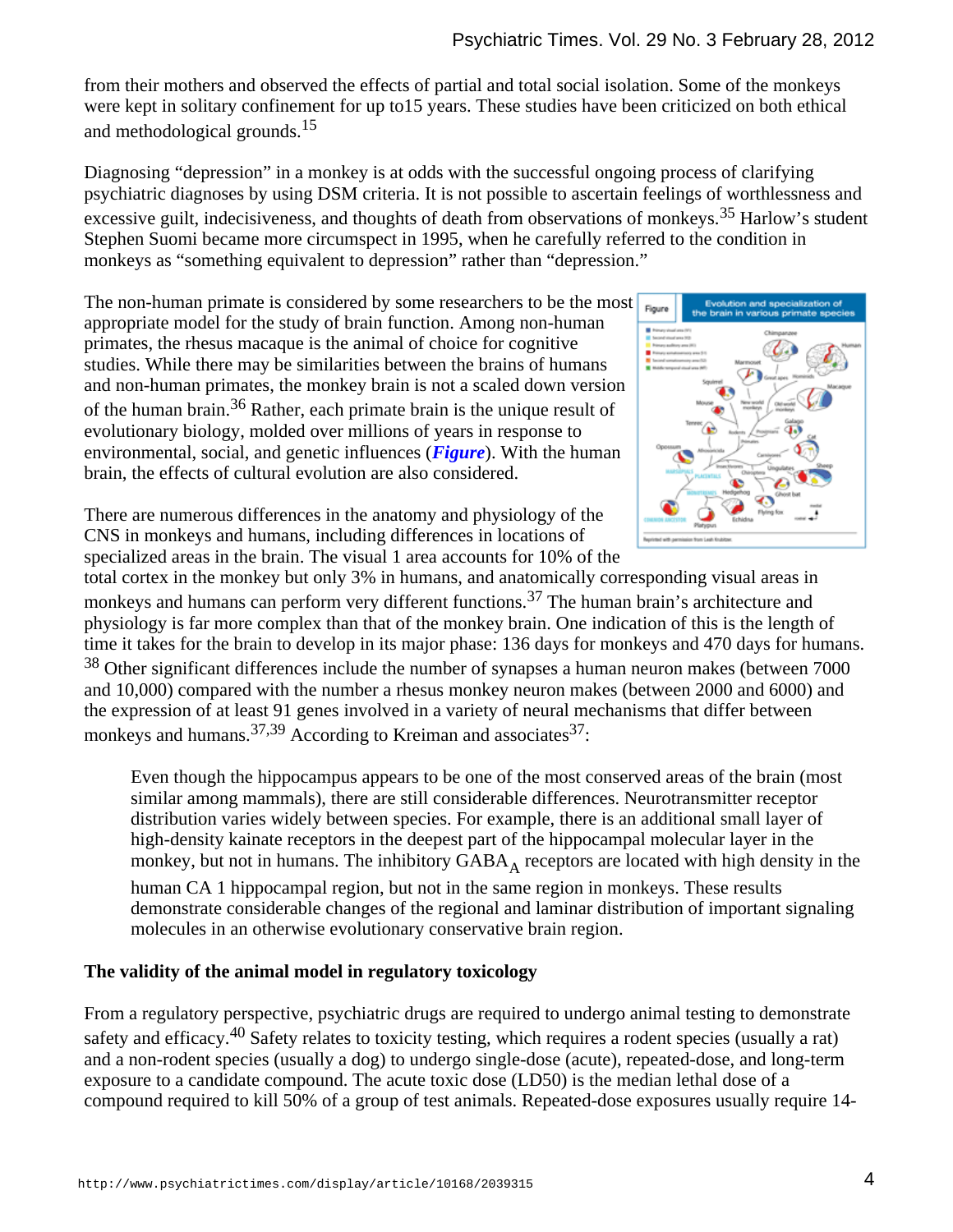from their mothers and observed the effects of partial and total social isolation. Some of the monkeys were kept in solitary confinement for up to15 years. These studies have been criticized on both ethical and methodological grounds.[15]

Diagnosing "depression" in a monkey is at odds with the successful ongoing process of clarifying psychiatric diagnoses by using DSM criteria. It is not possible to ascertain feelings of worthlessness and excessive guilt, indecisiveness, and thoughts of death from observations of monkeys.[35] Harlow's student Stephen Suomi became more circumspect in 1995, when he carefully referred to the condition in monkeys as "something equivalent to depression" rather than "depression."

The non-human primate is considered by some researchers to be the most appropriate model for the study of brain function. Among non-human primates, the rhesus macaque is the animal of choice for cognitive studies. While there may be similarities between the brains of humans and non-human primates, the monkey brain is not a scaled down version of the human brain.[36] Rather, each primate brain is the unique result of evolutionary biology, molded over millions of years in response to environmental, social, and genetic influences (***Figure***). With the human brain, the effects of cultural evolution are also considered.

There are numerous differences in the anatomy and physiology of the CNS in monkeys and humans, including differences in locations of specialized areas in the brain. The visual 1 area accounts for 10% of the total cortex in the monkey but only 3% in humans, and anatomically corresponding visual areas in monkeys and humans can perform very different functions.[37] The human brain's architecture and physiology is far more complex than that of the monkey brain. One indication of this is the length of time it takes for the brain to develop in its major phase: 136 days for monkeys and 470 days for humans.[38] Other significant differences include the number of synapses a human neuron makes (between 7000 and 10,000) compared with the number a rhesus monkey neuron makes (between 2000 and 6000) and the expression of at least 91 genes involved in a variety of neural mechanisms that differ between monkeys and humans.[37,39] According to Kreiman and associates[37]:

> Even though the hippocampus appears to be one of the most conserved areas of the brain (most similar among mammals), there are still considerable differences. Neurotransmitter receptor distribution varies widely between species. For example, there is an additional small layer of high-density kainate receptors in the deepest part of the hippocampal molecular layer in the monkey, but not in humans. The inhibitory $GABA_A$ receptors are located with high density in the human CA 1 hippocampal region, but not in the same region in monkeys. These results demonstrate considerable changes of the regional and laminar distribution of important signaling molecules in an otherwise evolutionary conservative brain region.

**The validity of the animal model in regulatory toxicology**

From a regulatory perspective, psychiatric drugs are required to undergo animal testing to demonstrate safety and efficacy.[40] Safety relates to toxicity testing, which requires a rodent species (usually a rat) and a non-rodent species (usually a dog) to undergo single-dose (acute), repeated-dose, and long-term exposure to a candidate compound. The acute toxic dose (LD50) is the median lethal dose of a compound required to kill 50% of a group of test animals. Repeated-dose exposures usually require 14-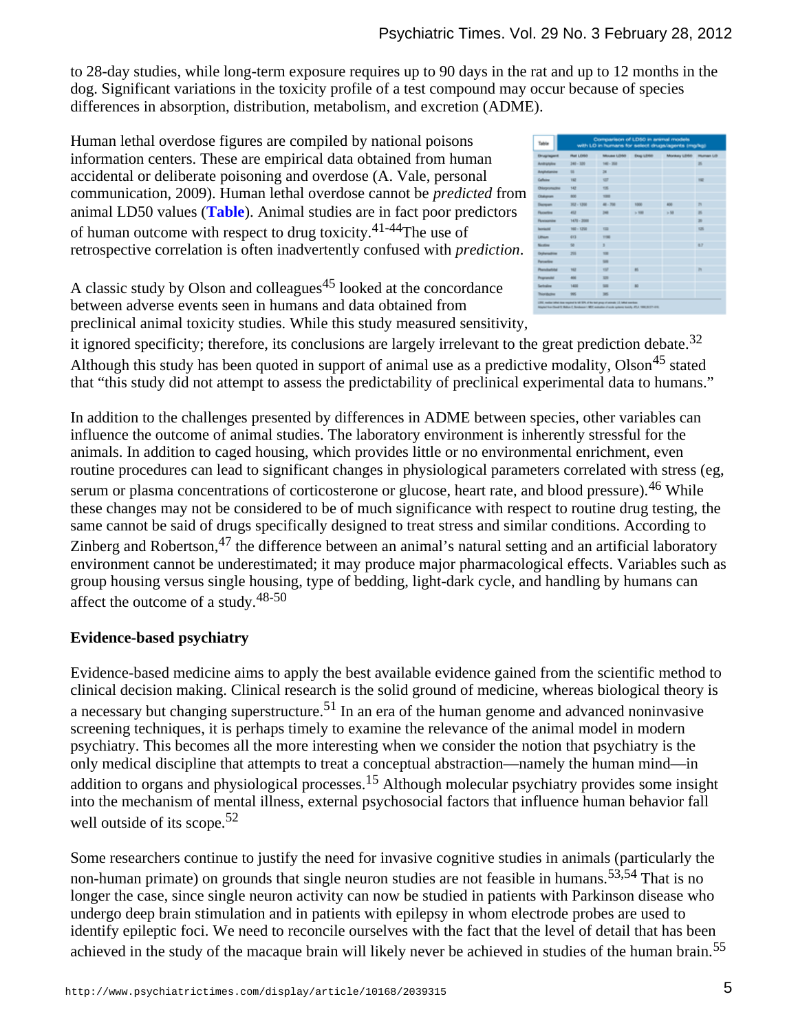to 28-day studies, while long-term exposure requires up to 90 days in the rat and up to 12 months in the dog. Significant variations in the toxicity profile of a test compound may occur because of species differences in absorption, distribution, metabolism, and excretion (ADME).

Human lethal overdose figures are compiled by national poisons information centers. These are empirical data obtained from human accidental or deliberate poisoning and overdose (A. Vale, personal communication, 2009). Human lethal overdose cannot be *predicted* from animal LD50 values (**Table**). Animal studies are in fact poor predictors of human outcome with respect to drug toxicity.[41-44] The use of retrospective correlation is often inadvertently confused with *prediction*.

A classic study by Olson and colleagues[45] looked at the concordance between adverse events seen in humans and data obtained from preclinical animal toxicity studies. While this study measured sensitivity, it ignored specificity; therefore, its conclusions are largely irrelevant to the great prediction debate.[32] Although this study has been quoted in support of animal use as a predictive modality, Olson[45] stated that "this study did not attempt to assess the predictability of preclinical experimental data to humans."

In addition to the challenges presented by differences in ADME between species, other variables can influence the outcome of animal studies. The laboratory environment is inherently stressful for the animals. In addition to caged housing, which provides little or no environmental enrichment, even routine procedures can lead to significant changes in physiological parameters correlated with stress (eg, serum or plasma concentrations of corticosterone or glucose, heart rate, and blood pressure).[46] While these changes may not be considered to be of much significance with respect to routine drug testing, the same cannot be said of drugs specifically designed to treat stress and similar conditions. According to Zinberg and Robertson,[47] the difference between an animal's natural setting and an artificial laboratory environment cannot be underestimated; it may produce major pharmacological effects. Variables such as group housing versus single housing, type of bedding, light-dark cycle, and handling by humans can affect the outcome of a study.[48-50]

**Evidence-based psychiatry**

Evidence-based medicine aims to apply the best available evidence gained from the scientific method to clinical decision making. Clinical research is the solid ground of medicine, whereas biological theory is a necessary but changing superstructure.[51] In an era of the human genome and advanced noninvasive screening techniques, it is perhaps timely to examine the relevance of the animal model in modern psychiatry. This becomes all the more interesting when we consider the notion that psychiatry is the only medical discipline that attempts to treat a conceptual abstraction—namely the human mind—in addition to organs and physiological processes.[15] Although molecular psychiatry provides some insight into the mechanism of mental illness, external psychosocial factors that influence human behavior fall well outside of its scope.[52]

Some researchers continue to justify the need for invasive cognitive studies in animals (particularly the non-human primate) on grounds that single neuron studies are not feasible in humans.[53,54] That is no longer the case, since single neuron activity can now be studied in patients with Parkinson disease who undergo deep brain stimulation and in patients with epilepsy in whom electrode probes are used to identify epileptic foci. We need to reconcile ourselves with the fact that the level of detail that has been achieved in the study of the macaque brain will likely never be achieved in studies of the human brain.[55]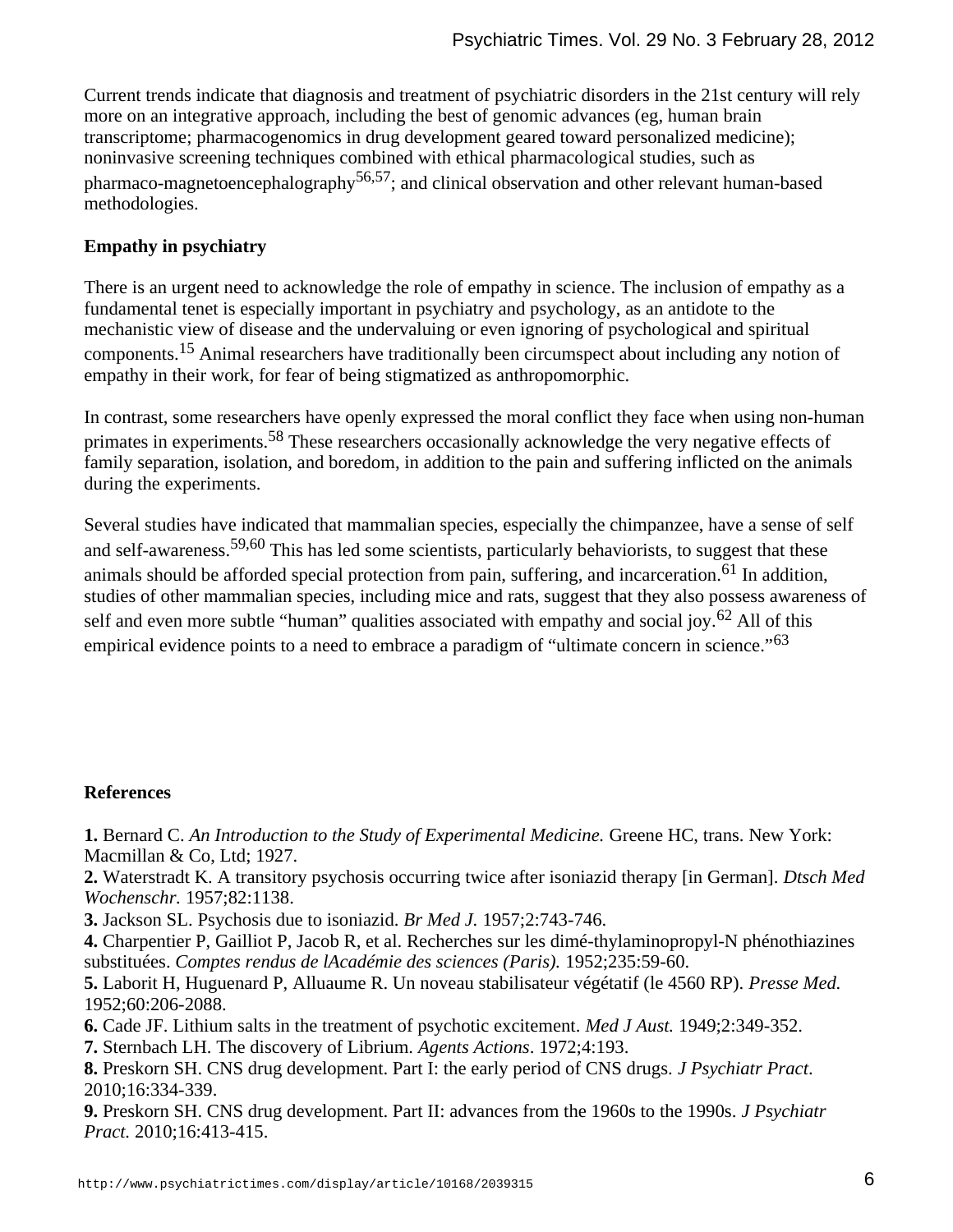Current trends indicate that diagnosis and treatment of psychiatric disorders in the 21st century will rely more on an integrative approach, including the best of genomic advances (eg, human brain transcriptome; pharmacogenomics in drug development geared toward personalized medicine); noninvasive screening techniques combined with ethical pharmacological studies, such as pharmaco-magnetoencephalography[56,57]; and clinical observation and other relevant human-based methodologies.

**Empathy in psychiatry**

There is an urgent need to acknowledge the role of empathy in science. The inclusion of empathy as a fundamental tenet is especially important in psychiatry and psychology, as an antidote to the mechanistic view of disease and the undervaluing or even ignoring of psychological and spiritual components.[15] Animal researchers have traditionally been circumspect about including any notion of empathy in their work, for fear of being stigmatized as anthropomorphic.

In contrast, some researchers have openly expressed the moral conflict they face when using non-human primates in experiments.[58] These researchers occasionally acknowledge the very negative effects of family separation, isolation, and boredom, in addition to the pain and suffering inflicted on the animals during the experiments.

Several studies have indicated that mammalian species, especially the chimpanzee, have a sense of self and self-awareness.[59,60] This has led some scientists, particularly behaviorists, to suggest that these animals should be afforded special protection from pain, suffering, and incarceration.[61] In addition, studies of other mammalian species, including mice and rats, suggest that they also possess awareness of self and even more subtle "human" qualities associated with empathy and social joy.[62] All of this empirical evidence points to a need to embrace a paradigm of "ultimate concern in science."[63]

**References**

**1.** Bernard C. *An Introduction to the Study of Experimental Medicine.* Greene HC, trans. New York: Macmillan & Co, Ltd; 1927.
**2.** Waterstradt K. A transitory psychosis occurring twice after isoniazid therapy [in German]. *Dtsch Med Wochenschr.* 1957;82:1138.
**3.** Jackson SL. Psychosis due to isoniazid. *Br Med J.* 1957;2:743-746.
**4.** Charpentier P, Gailliot P, Jacob R, et al. Recherches sur les dimé-thylaminopropyl-N phénothiazines substituées. *Comptes rendus de lAcadémie des sciences (Paris).* 1952;235:59-60.
**5.** Laborit H, Huguenard P, Alluaume R. Un noveau stabilisateur végétatif (le 4560 RP). *Presse Med.* 1952;60:206-2088.
**6.** Cade JF. Lithium salts in the treatment of psychotic excitement. *Med J Aust.* 1949;2:349-352.
**7.** Sternbach LH. The discovery of Librium. *Agents Actions*. 1972;4:193.
**8.** Preskorn SH. CNS drug development. Part I: the early period of CNS drugs. *J Psychiatr Pract*. 2010;16:334-339.
**9.** Preskorn SH. CNS drug development. Part II: advances from the 1960s to the 1990s. *J Psychiatr Pract.* 2010;16:413-415.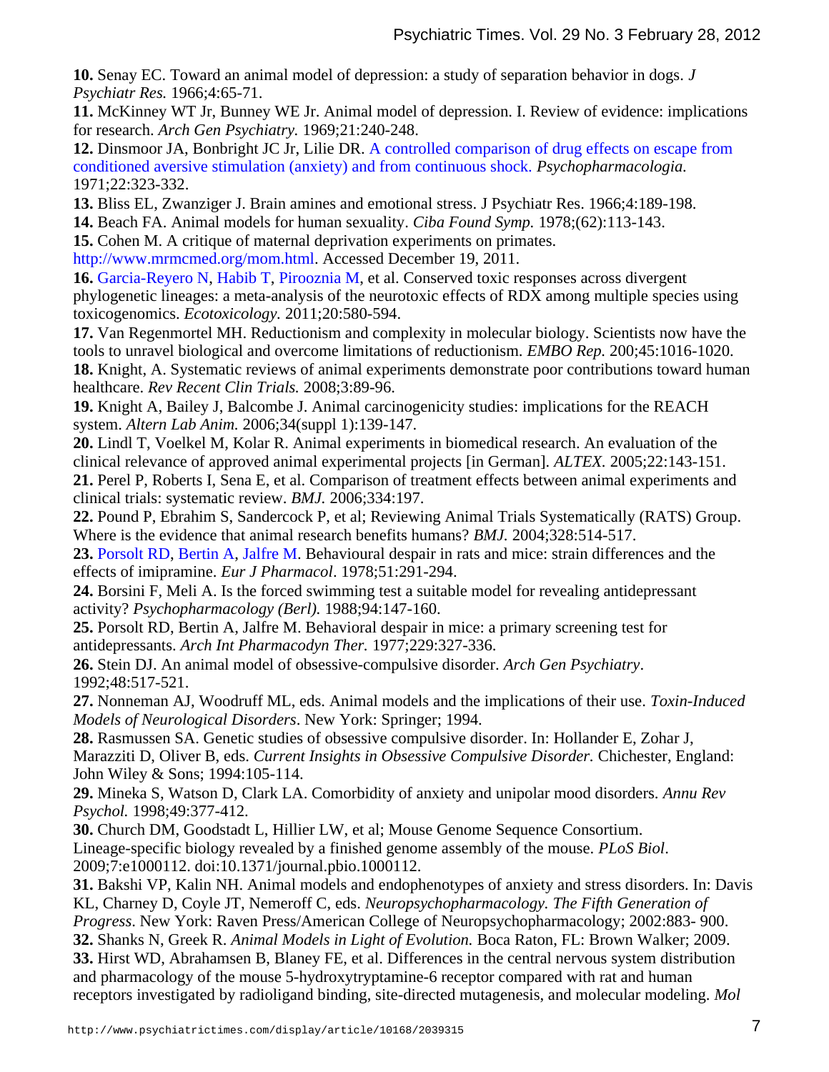**10.** Senay EC. Toward an animal model of depression: a study of separation behavior in dogs. *J Psychiatr Res.* 1966;4:65-71.

**11.** McKinney WT Jr, Bunney WE Jr. Animal model of depression. I. Review of evidence: implications for research. *Arch Gen Psychiatry.* 1969;21:240-248.

**12.** Dinsmoor JA, Bonbright JC Jr, Lilie DR. A controlled comparison of drug effects on escape from conditioned aversive stimulation (anxiety) and from continuous shock. *Psychopharmacologia.* 1971;22:323-332.

**13.** Bliss EL, Zwanziger J. Brain amines and emotional stress. J Psychiatr Res. 1966;4:189-198.

**14.** Beach FA. Animal models for human sexuality. *Ciba Found Symp.* 1978;(62):113-143.

**15.** Cohen M. A critique of maternal deprivation experiments on primates. http://www.mrmcmed.org/mom.html. Accessed December 19, 2011.

**16.** Garcia-Reyero N, Habib T, Pirooznia M, et al. Conserved toxic responses across divergent phylogenetic lineages: a meta-analysis of the neurotoxic effects of RDX among multiple species using toxicogenomics. *Ecotoxicology.* 2011;20:580-594.

**17.** Van Regenmortel MH. Reductionism and complexity in molecular biology. Scientists now have the tools to unravel biological and overcome limitations of reductionism. *EMBO Rep.* 200;45:1016-1020.

**18.** Knight, A. Systematic reviews of animal experiments demonstrate poor contributions toward human healthcare. *Rev Recent Clin Trials.* 2008;3:89-96.

**19.** Knight A, Bailey J, Balcombe J. Animal carcinogenicity studies: implications for the REACH system. *Altern Lab Anim.* 2006;34(suppl 1):139-147.

**20.** Lindl T, Voelkel M, Kolar R. Animal experiments in biomedical research. An evaluation of the clinical relevance of approved animal experimental projects [in German]. *ALTEX.* 2005;22:143-151.

**21.** Perel P, Roberts I, Sena E, et al. Comparison of treatment effects between animal experiments and clinical trials: systematic review. *BMJ.* 2006;334:197.

**22.** Pound P, Ebrahim S, Sandercock P, et al; Reviewing Animal Trials Systematically (RATS) Group. Where is the evidence that animal research benefits humans? *BMJ.* 2004;328:514-517.

**23.** Porsolt RD, Bertin A, Jalfre M. Behavioural despair in rats and mice: strain differences and the effects of imipramine. *Eur J Pharmacol*. 1978;51:291-294.

**24.** Borsini F, Meli A. Is the forced swimming test a suitable model for revealing antidepressant activity? *Psychopharmacology (Berl).* 1988;94:147-160.

**25.** Porsolt RD, Bertin A, Jalfre M. Behavioral despair in mice: a primary screening test for antidepressants. *Arch Int Pharmacodyn Ther.* 1977;229:327-336.

**26.** Stein DJ. An animal model of obsessive-compulsive disorder. *Arch Gen Psychiatry*. 1992;48:517-521.

**27.** Nonneman AJ, Woodruff ML, eds. Animal models and the implications of their use. *Toxin-Induced Models of Neurological Disorders*. New York: Springer; 1994.

**28.** Rasmussen SA. Genetic studies of obsessive compulsive disorder. In: Hollander E, Zohar J, Marazziti D, Oliver B, eds. *Current Insights in Obsessive Compulsive Disorder.* Chichester, England: John Wiley & Sons; 1994:105-114.

**29.** Mineka S, Watson D, Clark LA. Comorbidity of anxiety and unipolar mood disorders. *Annu Rev Psychol.* 1998;49:377-412.

**30.** Church DM, Goodstadt L, Hillier LW, et al; Mouse Genome Sequence Consortium. Lineage-specific biology revealed by a finished genome assembly of the mouse. *PLoS Biol*. 2009;7:e1000112. doi:10.1371/journal.pbio.1000112.

**31.** Bakshi VP, Kalin NH. Animal models and endophenotypes of anxiety and stress disorders. In: Davis KL, Charney D, Coyle JT, Nemeroff C, eds. *Neuropsychopharmacology. The Fifth Generation of Progress*. New York: Raven Press/American College of Neuropsychopharmacology; 2002:883- 900.

**32.** Shanks N, Greek R. *Animal Models in Light of Evolution.* Boca Raton, FL: Brown Walker; 2009.

**33.** Hirst WD, Abrahamsen B, Blaney FE, et al. Differences in the central nervous system distribution and pharmacology of the mouse 5-hydroxytryptamine-6 receptor compared with rat and human receptors investigated by radioligand binding, site-directed mutagenesis, and molecular modeling. *Mol*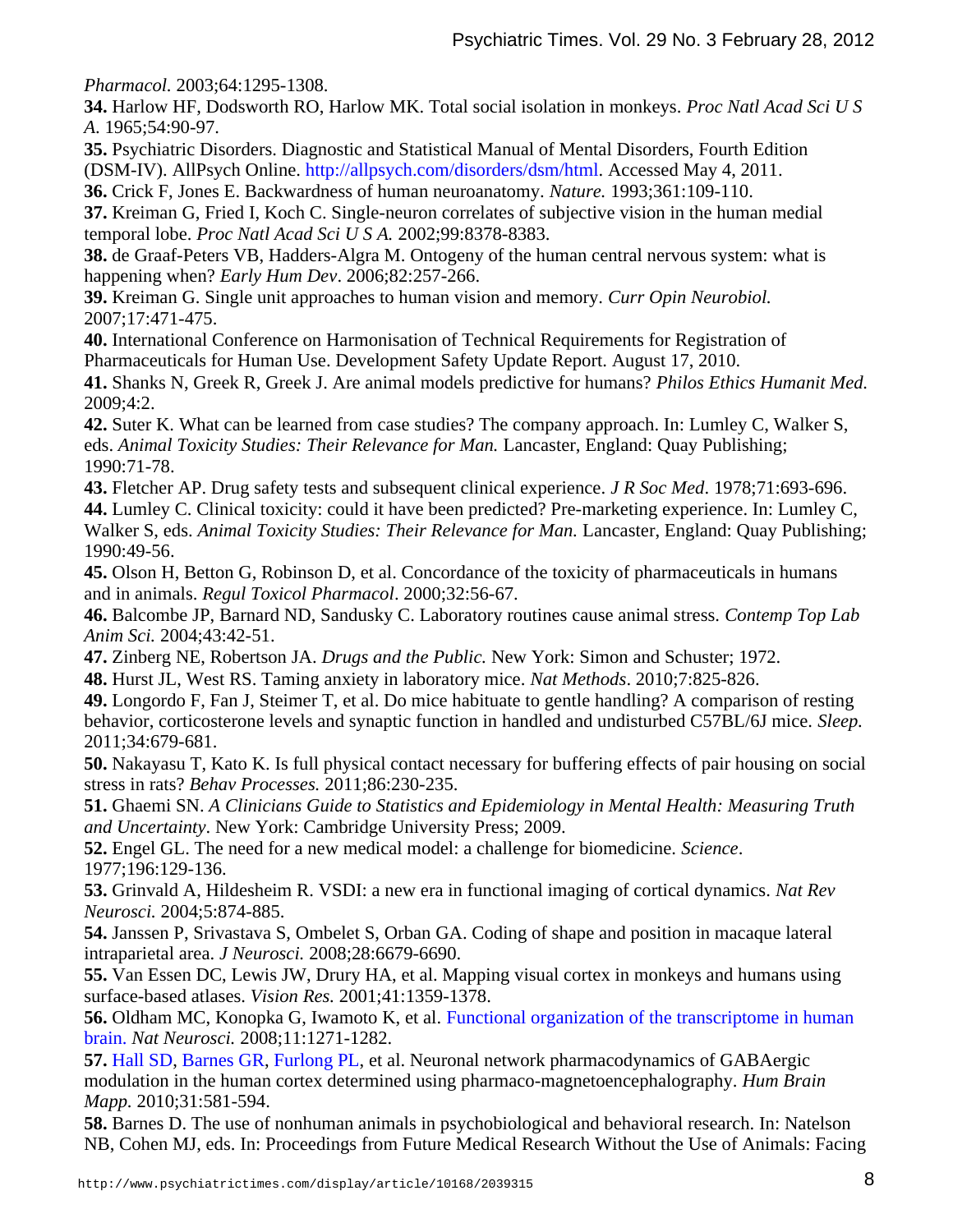*Pharmacol.* 2003;64:1295-1308.

**34.** Harlow HF, Dodsworth RO, Harlow MK. Total social isolation in monkeys. *Proc Natl Acad Sci U S A.* 1965;54:90-97.

**35.** Psychiatric Disorders. Diagnostic and Statistical Manual of Mental Disorders, Fourth Edition (DSM-IV). AllPsych Online. http://allpsych.com/disorders/dsm/html. Accessed May 4, 2011.

**36.** Crick F, Jones E. Backwardness of human neuroanatomy. *Nature.* 1993;361:109-110.

**37.** Kreiman G, Fried I, Koch C. Single-neuron correlates of subjective vision in the human medial temporal lobe. *Proc Natl Acad Sci U S A.* 2002;99:8378-8383.

**38.** de Graaf-Peters VB, Hadders-Algra M. Ontogeny of the human central nervous system: what is happening when? *Early Hum Dev*. 2006;82:257-266.

**39.** Kreiman G. Single unit approaches to human vision and memory. *Curr Opin Neurobiol.* 2007;17:471-475.

**40.** International Conference on Harmonisation of Technical Requirements for Registration of Pharmaceuticals for Human Use. Development Safety Update Report. August 17, 2010.

**41.** Shanks N, Greek R, Greek J. Are animal models predictive for humans? *Philos Ethics Humanit Med.* 2009;4:2.

**42.** Suter K. What can be learned from case studies? The company approach. In: Lumley C, Walker S, eds. *Animal Toxicity Studies: Their Relevance for Man.* Lancaster, England: Quay Publishing; 1990:71-78.

**43.** Fletcher AP. Drug safety tests and subsequent clinical experience. *J R Soc Med*. 1978;71:693-696.

**44.** Lumley C. Clinical toxicity: could it have been predicted? Pre-marketing experience. In: Lumley C, Walker S, eds. *Animal Toxicity Studies: Their Relevance for Man.* Lancaster, England: Quay Publishing; 1990:49-56.

**45.** Olson H, Betton G, Robinson D, et al. Concordance of the toxicity of pharmaceuticals in humans and in animals. *Regul Toxicol Pharmacol*. 2000;32:56-67.

**46.** Balcombe JP, Barnard ND, Sandusky C. Laboratory routines cause animal stress. *Contemp Top Lab Anim Sci.* 2004;43:42-51.

**47.** Zinberg NE, Robertson JA. *Drugs and the Public.* New York: Simon and Schuster; 1972.

**48.** Hurst JL, West RS. Taming anxiety in laboratory mice. *Nat Methods*. 2010;7:825-826.

**49.** Longordo F, Fan J, Steimer T, et al. Do mice habituate to gentle handling? A comparison of resting behavior, corticosterone levels and synaptic function in handled and undisturbed C57BL/6J mice. *Sleep.* 2011;34:679-681.

**50.** Nakayasu T, Kato K. Is full physical contact necessary for buffering effects of pair housing on social stress in rats? *Behav Processes.* 2011;86:230-235.

**51.** Ghaemi SN. *A Clinicians Guide to Statistics and Epidemiology in Mental Health: Measuring Truth and Uncertainty*. New York: Cambridge University Press; 2009.

**52.** Engel GL. The need for a new medical model: a challenge for biomedicine. *Science*. 1977;196:129-136.

**53.** Grinvald A, Hildesheim R. VSDI: a new era in functional imaging of cortical dynamics. *Nat Rev Neurosci.* 2004;5:874-885.

**54.** Janssen P, Srivastava S, Ombelet S, Orban GA. Coding of shape and position in macaque lateral intraparietal area. *J Neurosci.* 2008;28:6679-6690.

**55.** Van Essen DC, Lewis JW, Drury HA, et al. Mapping visual cortex in monkeys and humans using surface-based atlases. *Vision Res.* 2001;41:1359-1378.

**56.** Oldham MC, Konopka G, Iwamoto K, et al. Functional organization of the transcriptome in human brain. *Nat Neurosci.* 2008;11:1271-1282.

**57.** Hall SD, Barnes GR, Furlong PL, et al. Neuronal network pharmacodynamics of GABAergic modulation in the human cortex determined using pharmaco-magnetoencephalography. *Hum Brain Mapp.* 2010;31:581-594.

**58.** Barnes D. The use of nonhuman animals in psychobiological and behavioral research. In: Natelson NB, Cohen MJ, eds. In: Proceedings from Future Medical Research Without the Use of Animals: Facing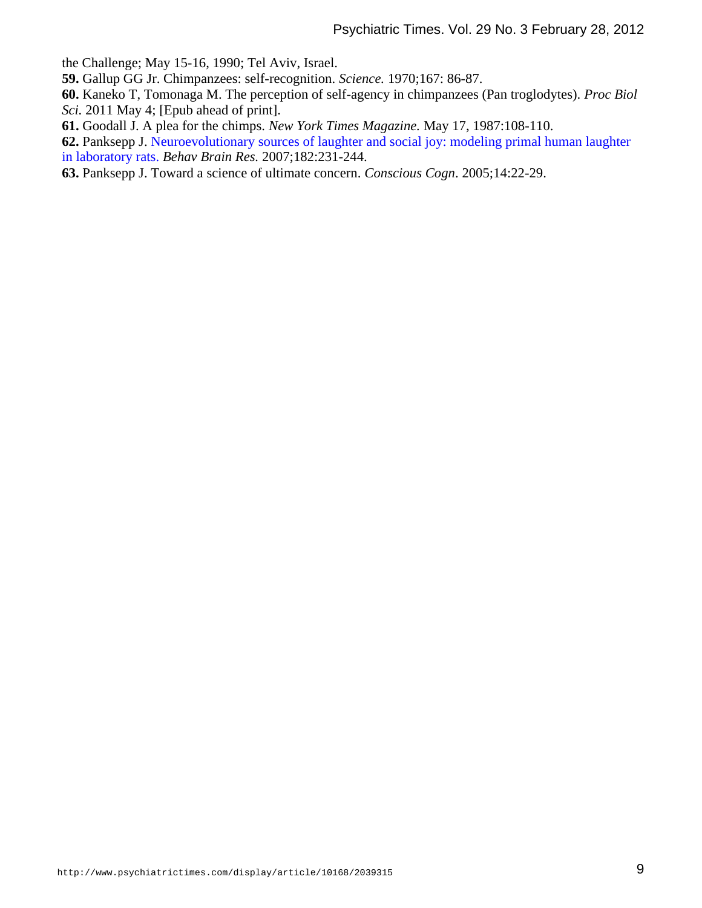the Challenge; May 15-16, 1990; Tel Aviv, Israel.

**59.** Gallup GG Jr. Chimpanzees: self-recognition. *Science.* 1970;167: 86-87.

**60.** Kaneko T, Tomonaga M. The perception of self-agency in chimpanzees (Pan troglodytes). *Proc Biol Sci.* 2011 May 4; [Epub ahead of print].

**61.** Goodall J. A plea for the chimps. *New York Times Magazine.* May 17, 1987:108-110.

**62.** Panksepp J. Neuroevolutionary sources of laughter and social joy: modeling primal human laughter in laboratory rats. *Behav Brain Res.* 2007;182:231-244.

**63.** Panksepp J. Toward a science of ultimate concern. *Conscious Cogn*. 2005;14:22-29.